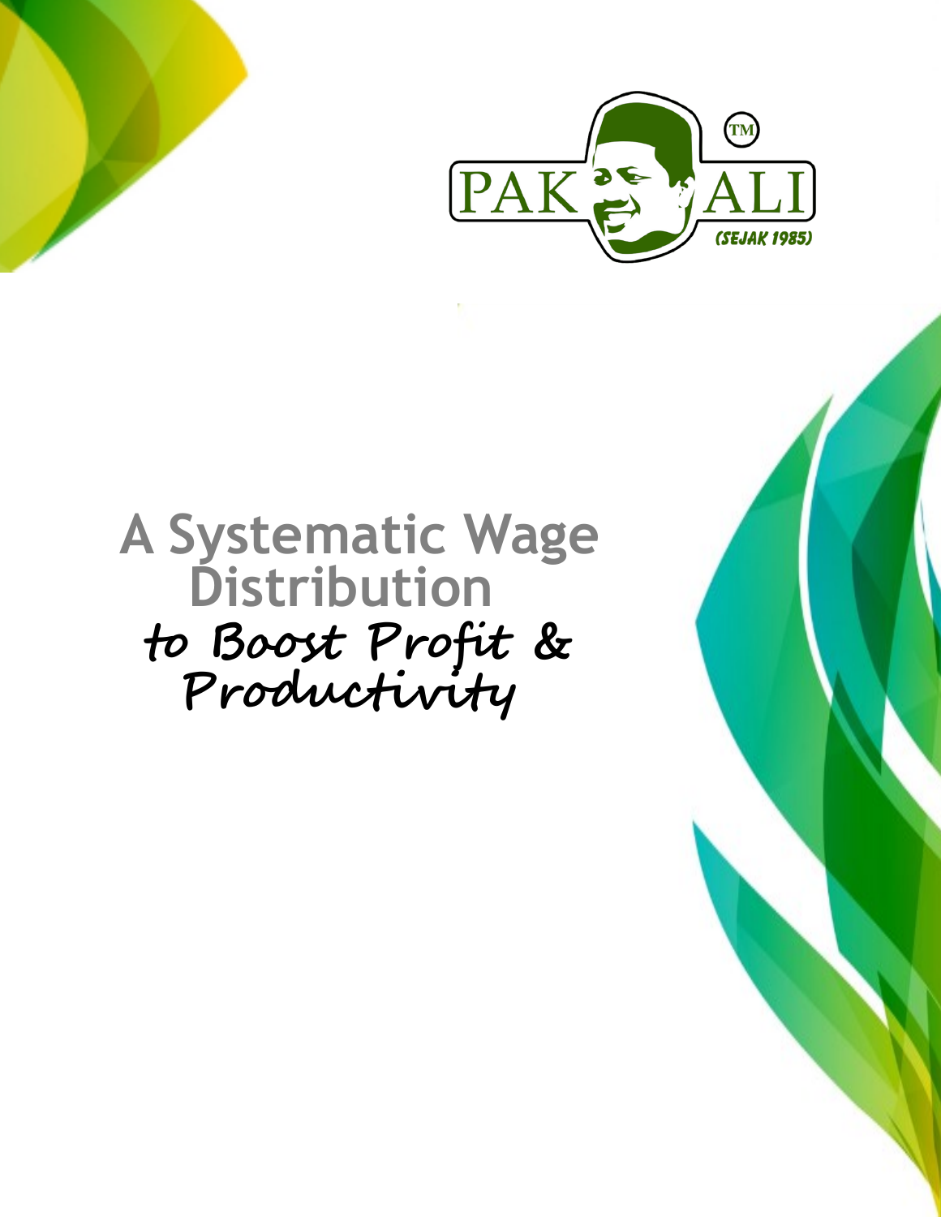PAK ALI™ (SEJAK 1985)

# A Systematic Wage Distribution

## *to Boost Profit & Productivity*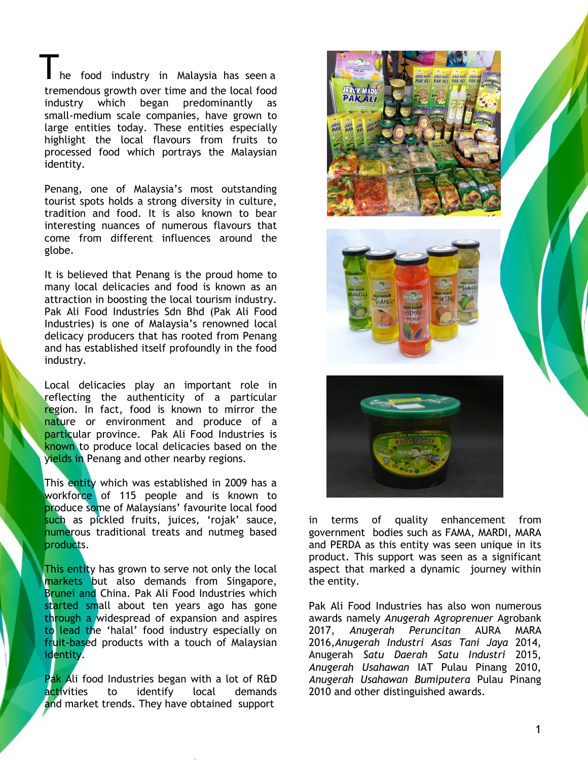The food industry in Malaysia has seen a tremendous growth over time and the local food industry which began predominantly as small-medium scale companies, have grown to large entities today. These entities especially highlight the local flavours from fruits to processed food which portrays the Malaysian identity.

Penang, one of Malaysia's most outstanding tourist spots holds a strong diversity in culture, tradition and food. It is also known to bear interesting nuances of numerous flavours that come from different influences around the globe.

It is believed that Penang is the proud home to many local delicacies and food is known as an attraction in boosting the local tourism industry. Pak Ali Food Industries Sdn Bhd (Pak Ali Food Industries) is one of Malaysia's renowned local delicacy producers that has rooted from Penang and has established itself profoundly in the food industry.

Local delicacies play an important role in reflecting the authenticity of a particular region. In fact, food is known to mirror the nature or environment and produce of a particular province. Pak Ali Food Industries is known to produce local delicacies based on the yields in Penang and other nearby regions.

This entity which was established in 2009 has a workforce of 115 people and is known to produce some of Malaysians' favourite local food such as pickled fruits, juices, 'rojak' sauce, numerous traditional treats and nutmeg based products.

This entity has grown to serve not only the local markets but also demands from Singapore, Brunei and China. Pak Ali Food Industries which started small about ten years ago has gone through a widespread of expansion and aspires to lead the 'halal' food industry especially on fruit-based products with a touch of Malaysian identity.

Pak Ali food Industries began with a lot of R&D activities to identify local demands and market trends. They have obtained support in terms of quality enhancement from government bodies such as FAMA, MARDI, MARA and PERDA as this entity was seen unique in its product. This support was seen as a significant aspect that marked a dynamic journey within the entity.

Pak Ali Food Industries has also won numerous awards namely *Anugerah Agroprenuer* Agrobank 2017, *Anugerah Peruncitan* AURA MARA 2016,*Anugerah Industri Asas Tani Jaya* 2014, Anugerah *Satu Daerah Satu Industri* 2015, *Anugerah Usahawan* IAT Pulau Pinang 2010, *Anugerah Usahawan Bumiputera* Pulau Pinang 2010 and other distinguished awards.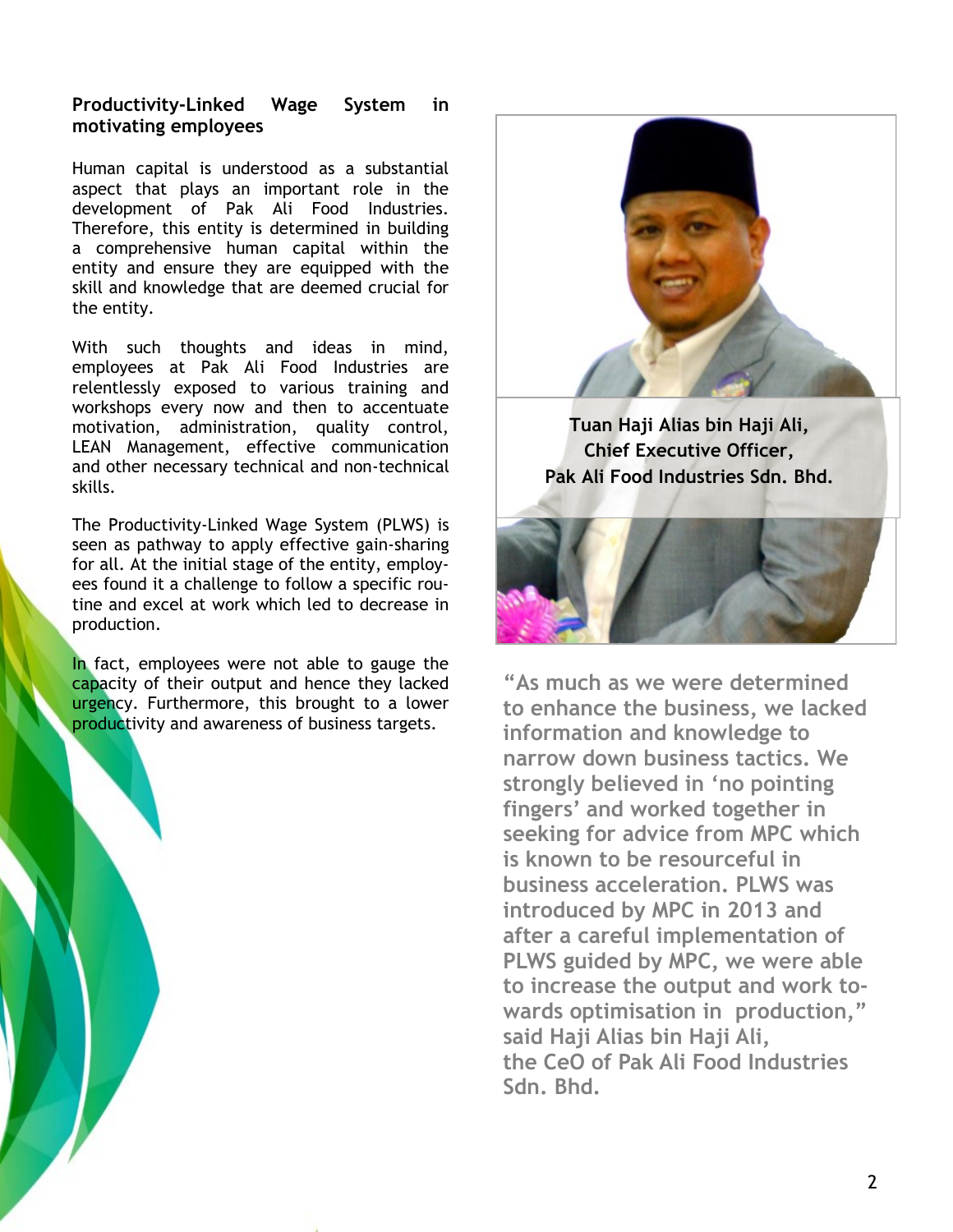## Productivity-Linked Wage System in motivating employees

Human capital is understood as a substantial aspect that plays an important role in the development of Pak Ali Food Industries. Therefore, this entity is determined in building a comprehensive human capital within the entity and ensure they are equipped with the skill and knowledge that are deemed crucial for the entity.

With such thoughts and ideas in mind, employees at Pak Ali Food Industries are relentlessly exposed to various training and workshops every now and then to accentuate motivation, administration, quality control, LEAN Management, effective communication and other necessary technical and non-technical skills.

The Productivity-Linked Wage System (PLWS) is seen as pathway to apply effective gain-sharing for all. At the initial stage of the entity, employees found it a challenge to follow a specific routine and excel at work which led to decrease in production.

In fact, employees were not able to gauge the capacity of their output and hence they lacked urgency. Furthermore, this brought to a lower productivity and awareness of business targets.

**Tuan Haji Alias bin Haji Ali, Chief Executive Officer, Pak Ali Food Industries Sdn. Bhd.**

**"As much as we were determined to enhance the business, we lacked information and knowledge to narrow down business tactics. We strongly believed in 'no pointing fingers' and worked together in seeking for advice from MPC which is known to be resourceful in business acceleration. PLWS was introduced by MPC in 2013 and after a careful implementation of PLWS guided by MPC, we were able to increase the output and work towards optimisation in production," said Haji Alias bin Haji Ali, the CeO of Pak Ali Food Industries Sdn. Bhd.**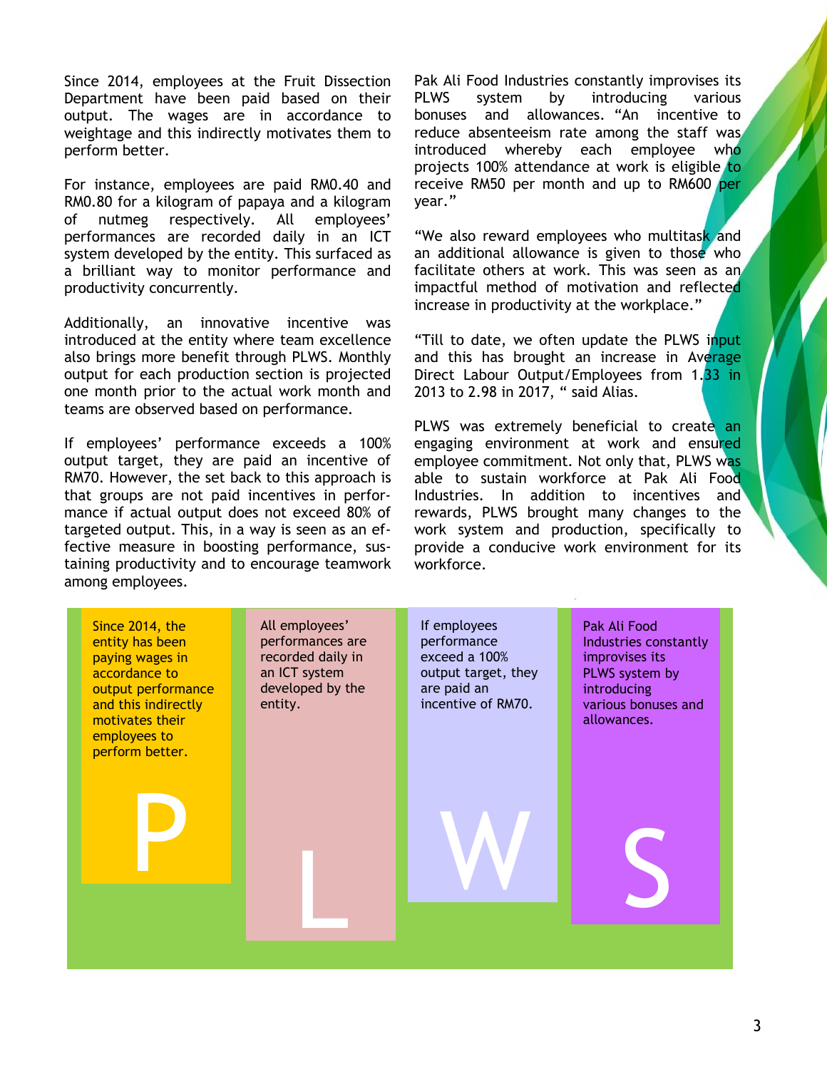Since 2014, employees at the Fruit Dissection Department have been paid based on their output. The wages are in accordance to weightage and this indirectly motivates them to perform better.

For instance, employees are paid RM0.40 and RM0.80 for a kilogram of papaya and a kilogram of nutmeg respectively. All employees' performances are recorded daily in an ICT system developed by the entity. This surfaced as a brilliant way to monitor performance and productivity concurrently.

Additionally, an innovative incentive was introduced at the entity where team excellence also brings more benefit through PLWS. Monthly output for each production section is projected one month prior to the actual work month and teams are observed based on performance.

If employees' performance exceeds a 100% output target, they are paid an incentive of RM70. However, the set back to this approach is that groups are not paid incentives in performance if actual output does not exceed 80% of targeted output. This, in a way is seen as an effective measure in boosting performance, sustaining productivity and to encourage teamwork among employees.

Pak Ali Food Industries constantly improvises its PLWS system by introducing various bonuses and allowances. "An incentive to reduce absenteeism rate among the staff was introduced whereby each employee who projects 100% attendance at work is eligible to receive RM50 per month and up to RM600 per year."

"We also reward employees who multitask and an additional allowance is given to those who facilitate others at work. This was seen as an impactful method of motivation and reflected increase in productivity at the workplace."

"Till to date, we often update the PLWS input and this has brought an increase in Average Direct Labour Output/Employees from 1.33 in 2013 to 2.98 in 2017, " said Alias.

PLWS was extremely beneficial to create an engaging environment at work and ensured employee commitment. Not only that, PLWS was able to sustain workforce at Pak Ali Food Industries. In addition to incentives and rewards, PLWS brought many changes to the work system and production, specifically to provide a conducive work environment for its workforce.

Since 2014, the entity has been paying wages in accordance to output performance and this indirectly motivates their employees to perform better.

**P**

All employees' performances are recorded daily in an ICT system developed by the entity.

**L**

If employees performance exceed a 100% output target, they are paid an incentive of RM70.

**W**

Pak Ali Food Industries constantly improvises its PLWS system by introducing various bonuses and allowances.

**S**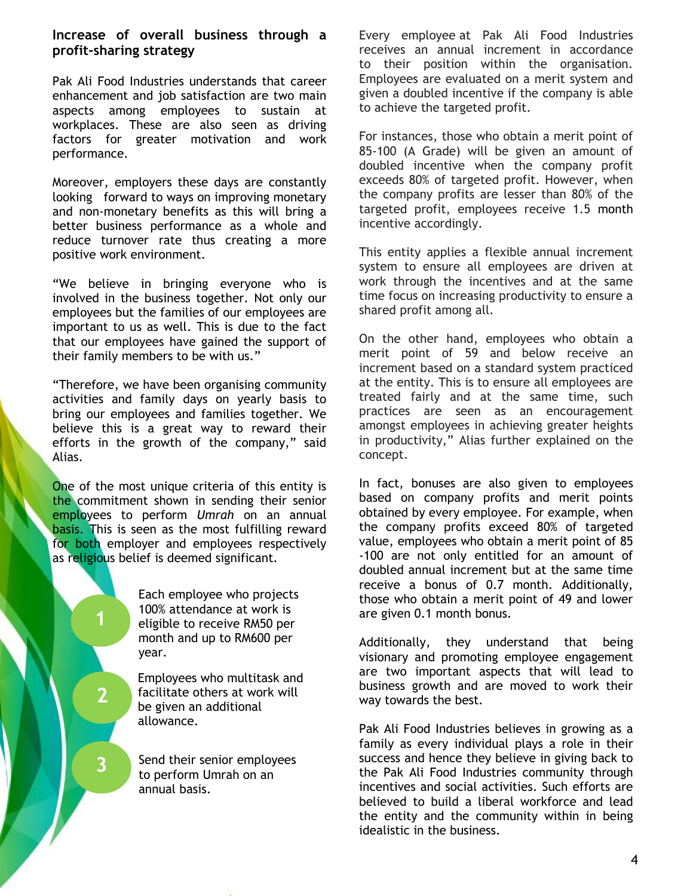## Increase of overall business through a profit-sharing strategy

Pak Ali Food Industries understands that career enhancement and job satisfaction are two main aspects among employees to sustain at workplaces. These are also seen as driving factors for greater motivation and work performance.

Moreover, employers these days are constantly looking forward to ways on improving monetary and non-monetary benefits as this will bring a better business performance as a whole and reduce turnover rate thus creating a more positive work environment.

"We believe in bringing everyone who is involved in the business together. Not only our employees but the families of our employees are important to us as well. This is due to the fact that our employees have gained the support of their family members to be with us."

"Therefore, we have been organising community activities and family days on yearly basis to bring our employees and families together. We believe this is a great way to reward their efforts in the growth of the company," said Alias.

One of the most unique criteria of this entity is the commitment shown in sending their senior employees to perform *Umrah* on an annual basis. This is seen as the most fulfilling reward for both employer and employees respectively as religious belief is deemed significant.

1. Each employee who projects 100% attendance at work is eligible to receive RM50 per month and up to RM600 per year.
2. Employees who multitask and facilitate others at work will be given an additional allowance.
3. Send their senior employees to perform Umrah on an annual basis.

Every employee at Pak Ali Food Industries receives an annual increment in accordance to their position within the organisation. Employees are evaluated on a merit system and given a doubled incentive if the company is able to achieve the targeted profit.

For instances, those who obtain a merit point of 85-100 (A Grade) will be given an amount of doubled incentive when the company profit exceeds 80% of targeted profit. However, when the company profits are lesser than 80% of the targeted profit, employees receive 1.5 month incentive accordingly.

This entity applies a flexible annual increment system to ensure all employees are driven at work through the incentives and at the same time focus on increasing productivity to ensure a shared profit among all.

On the other hand, employees who obtain a merit point of 59 and below receive an increment based on a standard system practiced at the entity. This is to ensure all employees are treated fairly and at the same time, such practices are seen as an encouragement amongst employees in achieving greater heights in productivity," Alias further explained on the concept.

In fact, bonuses are also given to employees based on company profits and merit points obtained by every employee. For example, when the company profits exceed 80% of targeted value, employees who obtain a merit point of 85 -100 are not only entitled for an amount of doubled annual increment but at the same time receive a bonus of 0.7 month. Additionally, those who obtain a merit point of 49 and lower are given 0.1 month bonus.

Additionally, they understand that being visionary and promoting employee engagement are two important aspects that will lead to business growth and are moved to work their way towards the best.

Pak Ali Food Industries believes in growing as a family as every individual plays a role in their success and hence they believe in giving back to the Pak Ali Food Industries community through incentives and social activities. Such efforts are believed to build a liberal workforce and lead the entity and the community within in being idealistic in the business.